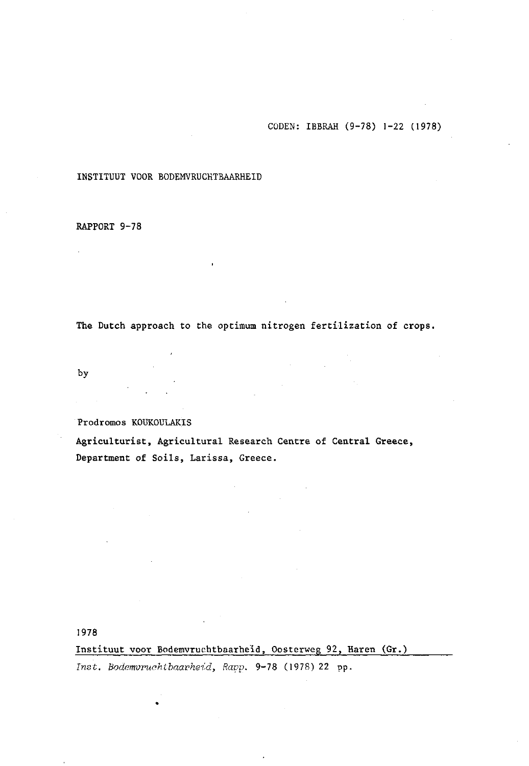CODEN: IBBRAH (9-78) 1-22 (1978)

INSTITUUT VOOR BODEMVRUCHTBAARHEID

RAPPORT 9-78

# The Dutch approach to the optimum nitrogen fertilization of crops.

by

Prodromos KOUKOULAKIS

Agriculturist, Agricultural Research Centre of Central Greece, Department of Soils, Larissa, Greece.

1978

Instituut voor Bodemvruchtbaarheid, Oosterweg 92, Haren (Gr.)

*Inst. Bodemvruchtbaarheid, Rapp.* 9-78 (1978) 22 pp.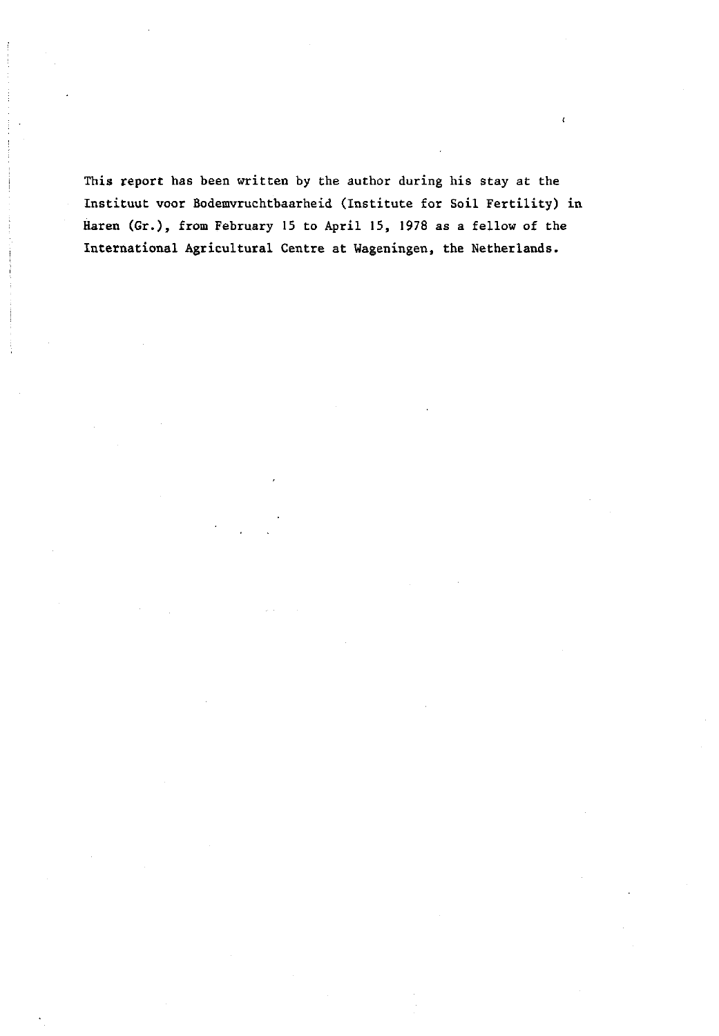This report has been written by the author during his stay at the Instituut voor Bodemvruchtbaarheid (Institute for Soil Fertility) in Haren (Gr.), from February 15 to April 15, 1978 as a fellow of the International Agricultural Centre at Wageningen, the Netherlands.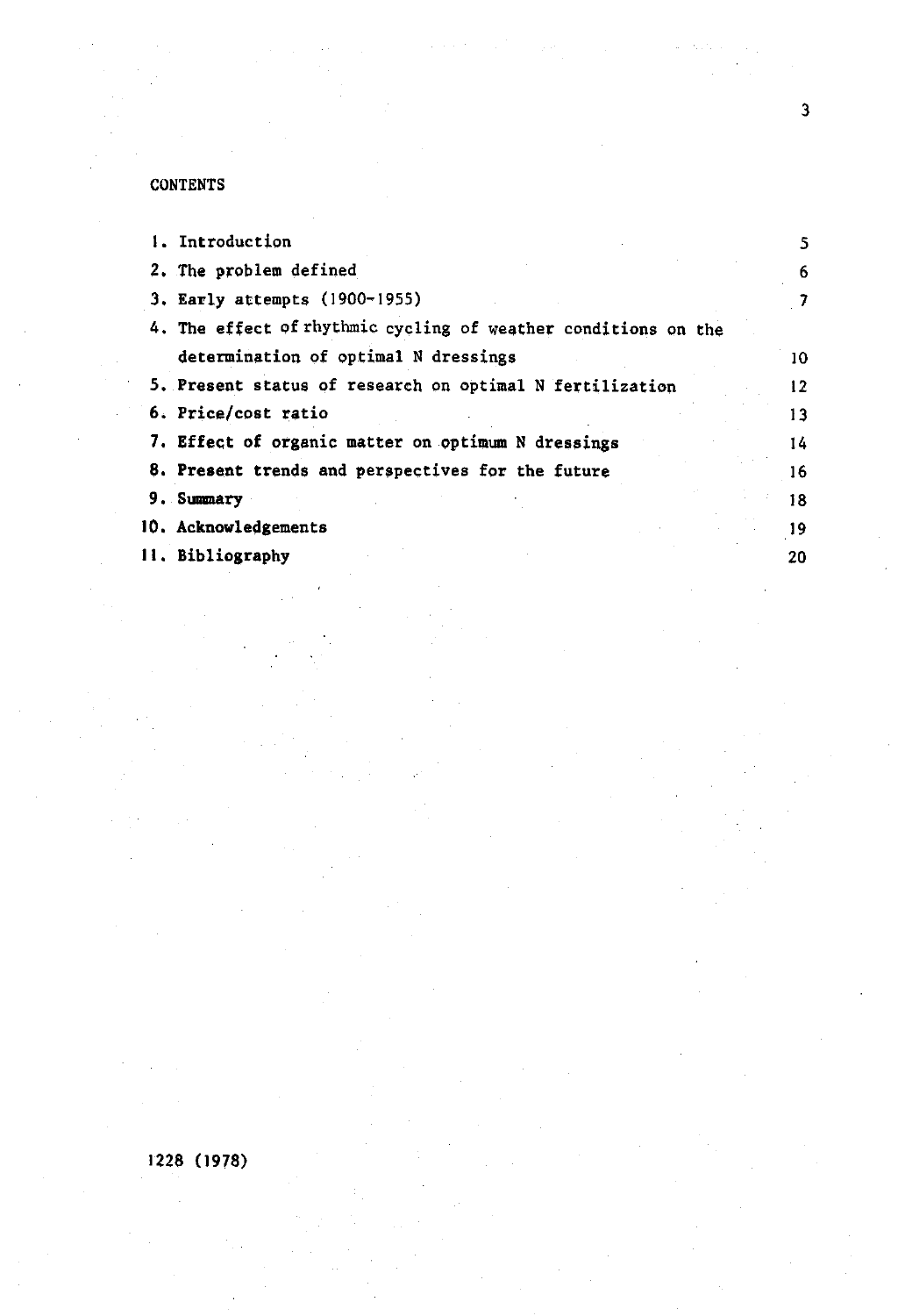## CONTENTS

| | |
|---|---|
| 1. Introduction | 5 |
| 2. The problem defined | 6 |
| 3. Early attempts (1900-1955) | 7 |
| 4. The effect of rhythmic cycling of weather conditions on the determination of optimal N dressings | 10 |
| 5. Present status of research on optimal N fertilization | 12 |
| 6. Price/cost ratio | 13 |
| 7. Effect of organic matter on optimum N dressings | 14 |
| 8. Present trends and perspectives for the future | 16 |
| 9. Summary | 18 |
| 10. Acknowledgements | 19 |
| 11. Bibliography | 20 |

1228 (1978)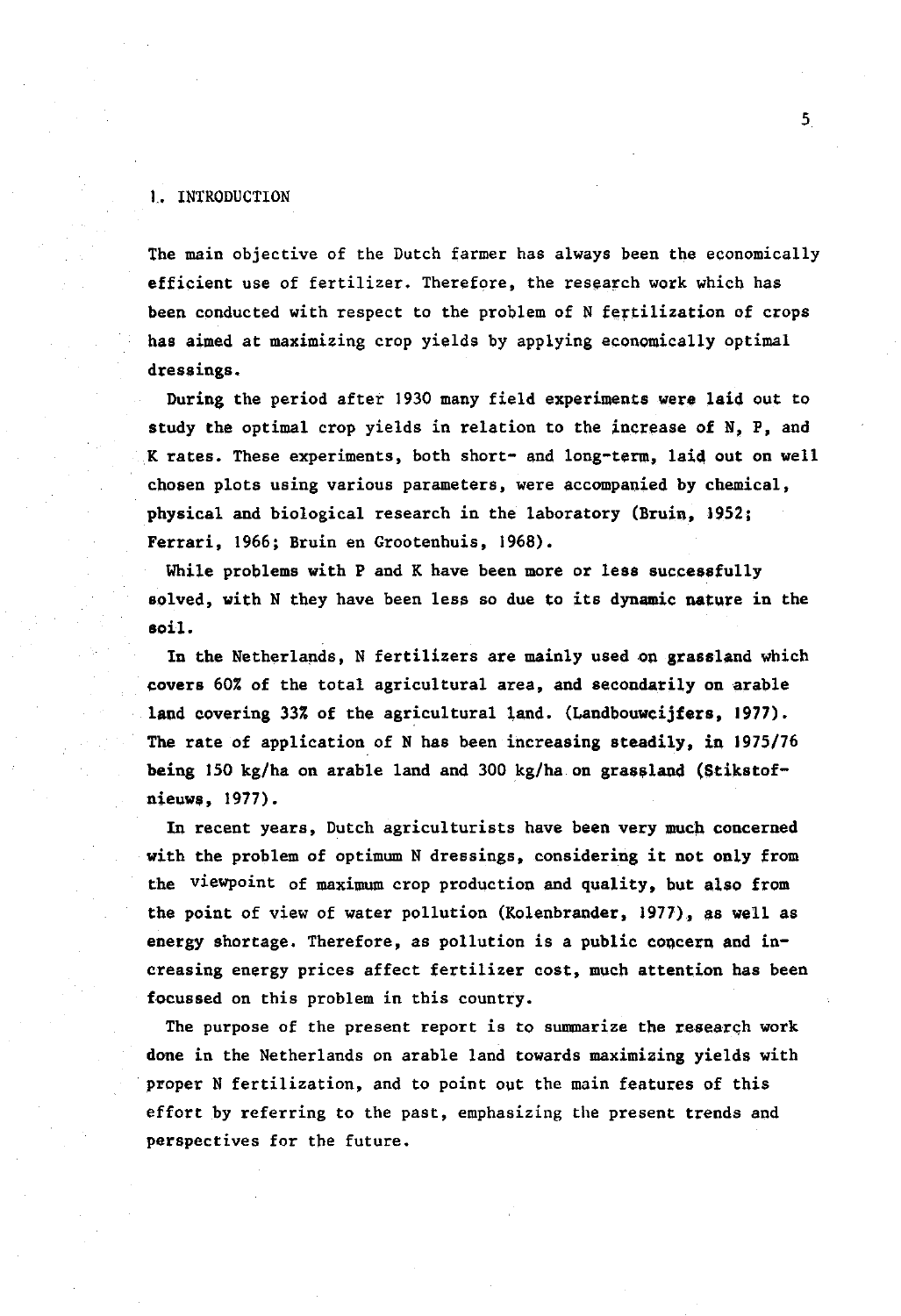# 1. INTRODUCTION

The main objective of the Dutch farmer has always been the economically efficient use of fertilizer. Therefore, the research work which has been conducted with respect to the problem of N fertilization of crops has aimed at maximizing crop yields by applying economically optimal dressings.

During the period after 1930 many field experiments were laid out to study the optimal crop yields in relation to the increase of N, P, and K rates. These experiments, both short- and long-term, laid out on well chosen plots using various parameters, were accompanied by chemical, physical and biological research in the laboratory (Bruin, 1952; Ferrari, 1966; Bruin en Grootenhuis, 1968).

While problems with P and K have been more or less successfully solved, with N they have been less so due to its dynamic nature in the soil.

In the Netherlands, N fertilizers are mainly used on grassland which covers 60% of the total agricultural area, and secondarily on arable land covering 33% of the agricultural land. (Landbouwcijfers, 1977). The rate of application of N has been increasing steadily, in 1975/76 being 150 kg/ha on arable land and 300 kg/ha on grassland (Stikstofnieuws, 1977).

In recent years, Dutch agriculturists have been very much concerned with the problem of optimum N dressings, considering it not only from the viewpoint of maximum crop production and quality, but also from the point of view of water pollution (Kolenbrander, 1977), as well as energy shortage. Therefore, as pollution is a public concern and increasing energy prices affect fertilizer cost, much attention has been focussed on this problem in this country.

The purpose of the present report is to summarize the research work done in the Netherlands on arable land towards maximizing yields with proper N fertilization, and to point out the main features of this effort by referring to the past, emphasizing the present trends and perspectives for the future.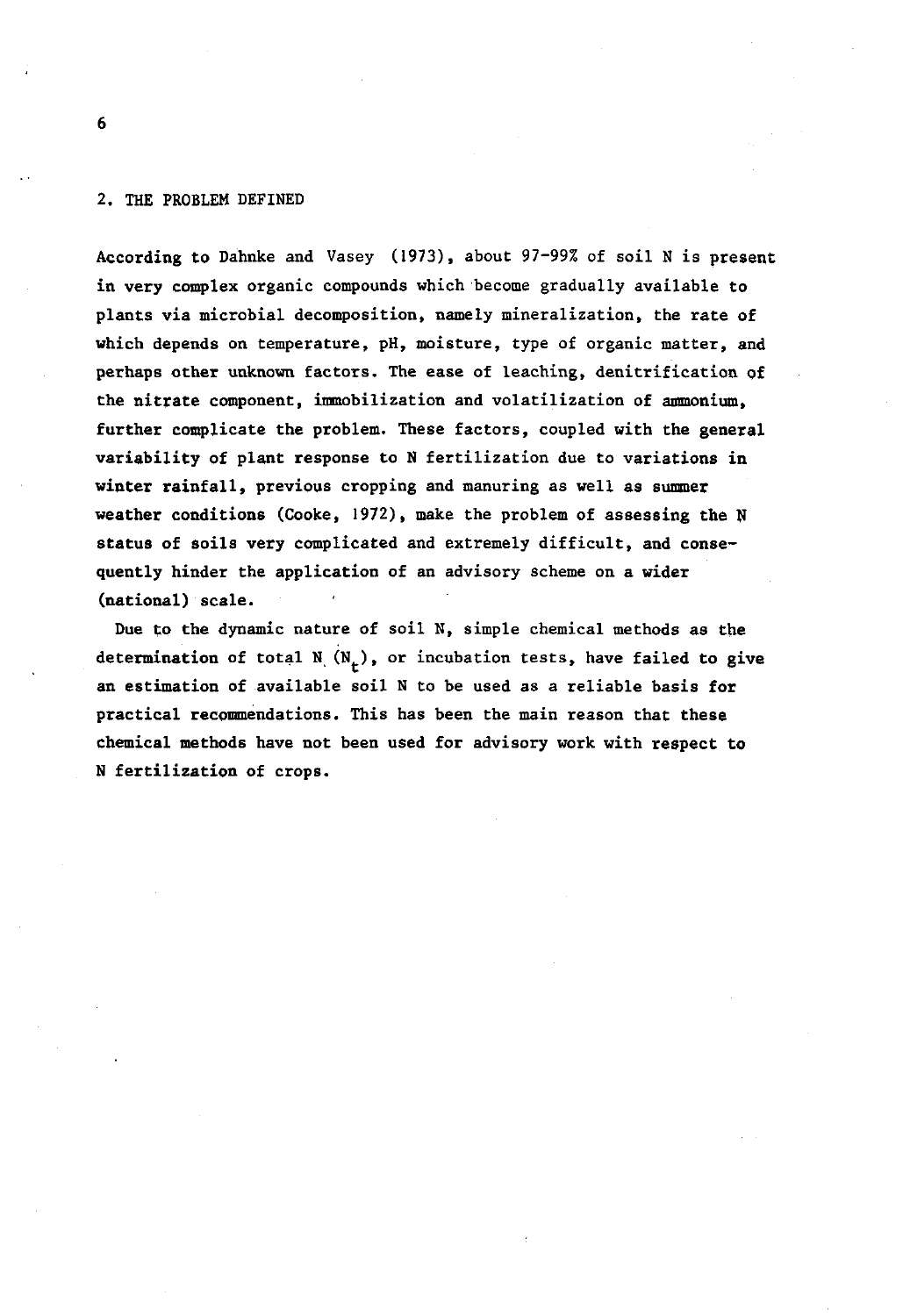## 2. THE PROBLEM DEFINED

According to Dahnke and Vasey (1973), about 97-99% of soil N is present in very complex organic compounds which become gradually available to plants via microbial decomposition, namely mineralization, the rate of which depends on temperature, pH, moisture, type of organic matter, and perhaps other unknown factors. The ease of leaching, denitrification of the nitrate component, immobilization and volatilization of ammonium, further complicate the problem. These factors, coupled with the general variability of plant response to N fertilization due to variations in winter rainfall, previous cropping and manuring as well as summer weather conditions (Cooke, 1972), make the problem of assessing the N status of soils very complicated and extremely difficult, and consequently hinder the application of an advisory scheme on a wider (national) scale.

Due to the dynamic nature of soil N, simple chemical methods as the determination of total N ($N_t$), or incubation tests, have failed to give an estimation of available soil N to be used as a reliable basis for practical recommendations. This has been the main reason that these chemical methods have not been used for advisory work with respect to N fertilization of crops.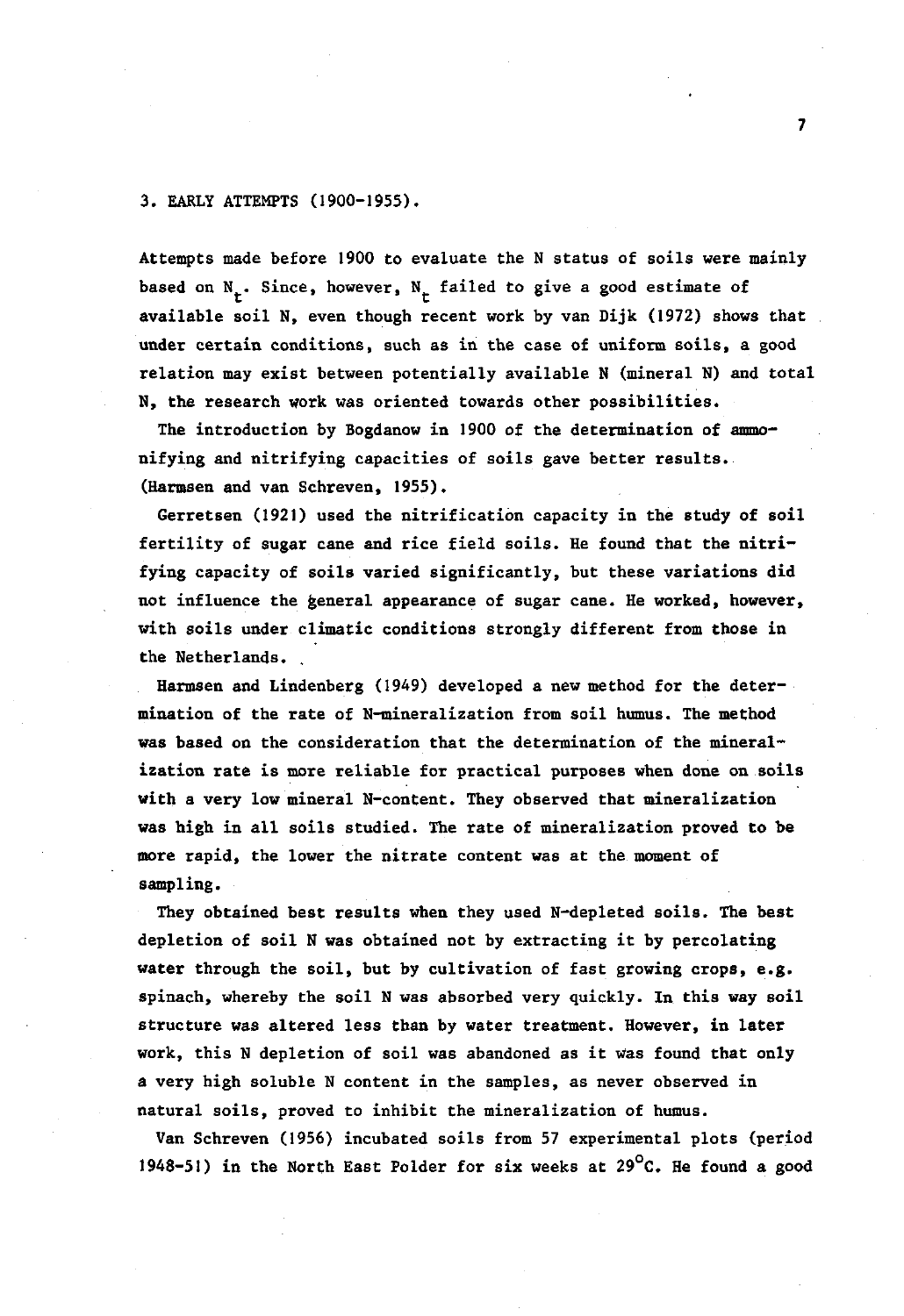## 3. EARLY ATTEMPTS (1900-1955).

Attempts made before 1900 to evaluate the N status of soils were mainly based on $N_t$. Since, however, $N_t$ failed to give a good estimate of available soil N, even though recent work by van Dijk (1972) shows that under certain conditions, such as in the case of uniform soils, a good relation may exist between potentially available N (mineral N) and total N, the research work was oriented towards other possibilities.

The introduction by Bogdanow in 1900 of the determination of ammonifying and nitrifying capacities of soils gave better results. (Harmsen and van Schreven, 1955).

Gerretsen (1921) used the nitrification capacity in the study of soil fertility of sugar cane and rice field soils. He found that the nitrifying capacity of soils varied significantly, but these variations did not influence the general appearance of sugar cane. He worked, however, with soils under climatic conditions strongly different from those in the Netherlands.

Harmsen and Lindenberg (1949) developed a new method for the determination of the rate of N-mineralization from soil humus. The method was based on the consideration that the determination of the mineralization rate is more reliable for practical purposes when done on soils with a very low mineral N-content. They observed that mineralization was high in all soils studied. The rate of mineralization proved to be more rapid, the lower the nitrate content was at the moment of sampling.

They obtained best results when they used N-depleted soils. The best depletion of soil N was obtained not by extracting it by percolating water through the soil, but by cultivation of fast growing crops, e.g. spinach, whereby the soil N was absorbed very quickly. In this way soil structure was altered less than by water treatment. However, in later work, this N depletion of soil was abandoned as it was found that only a very high soluble N content in the samples, as never observed in natural soils, proved to inhibit the mineralization of humus.

Van Schreven (1956) incubated soils from 57 experimental plots (period 1948-51) in the North East Polder for six weeks at 29°C. He found a good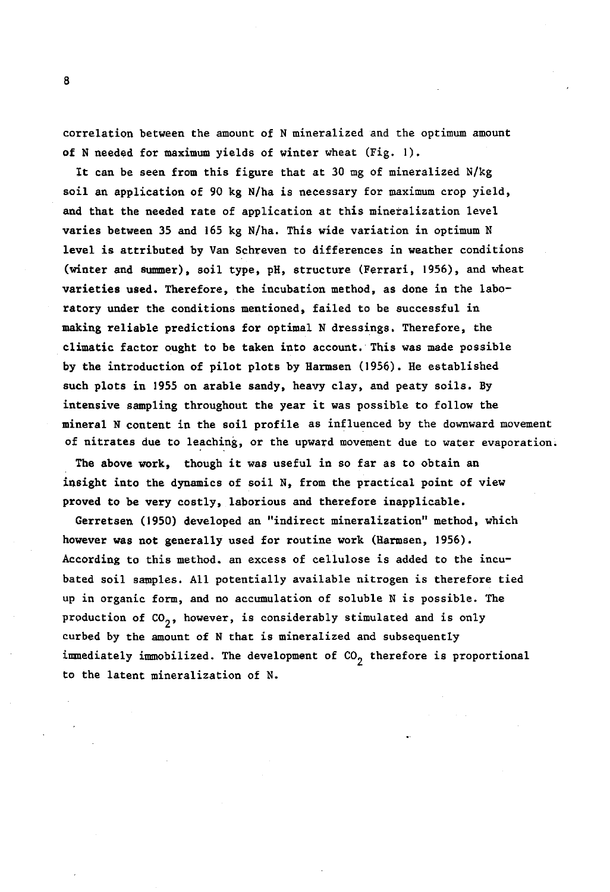correlation between the amount of N mineralized and the optimum amount of N needed for maximum yields of winter wheat (Fig. 1).

It can be seen from this figure that at 30 mg of mineralized N/kg soil an application of 90 kg N/ha is necessary for maximum crop yield, and that the needed rate of application at this mineralization level varies between 35 and 165 kg N/ha. This wide variation in optimum N level is attributed by Van Schreven to differences in weather conditions (winter and summer), soil type, pH, structure (Ferrari, 1956), and wheat varieties used. Therefore, the incubation method, as done in the laboratory under the conditions mentioned, failed to be successful in making reliable predictions for optimal N dressings. Therefore, the climatic factor ought to be taken into account. This was made possible by the introduction of pilot plots by Harmsen (1956). He established such plots in 1955 on arable sandy, heavy clay, and peaty soils. By intensive sampling throughout the year it was possible to follow the mineral N content in the soil profile as influenced by the downward movement of nitrates due to leaching, or the upward movement due to water evaporation.

The above work, though it was useful in so far as to obtain an insight into the dynamics of soil N, from the practical point of view proved to be very costly, laborious and therefore inapplicable.

Gerretsen (1950) developed an "indirect mineralization" method, which however was not generally used for routine work (Harmsen, 1956). According to this method, an excess of cellulose is added to the incubated soil samples. All potentially available nitrogen is therefore tied up in organic form, and no accumulation of soluble N is possible. The production of $CO_2$, however, is considerably stimulated and is only curbed by the amount of N that is mineralized and subsequently immediately immobilized. The development of $CO_2$ therefore is proportional to the latent mineralization of N.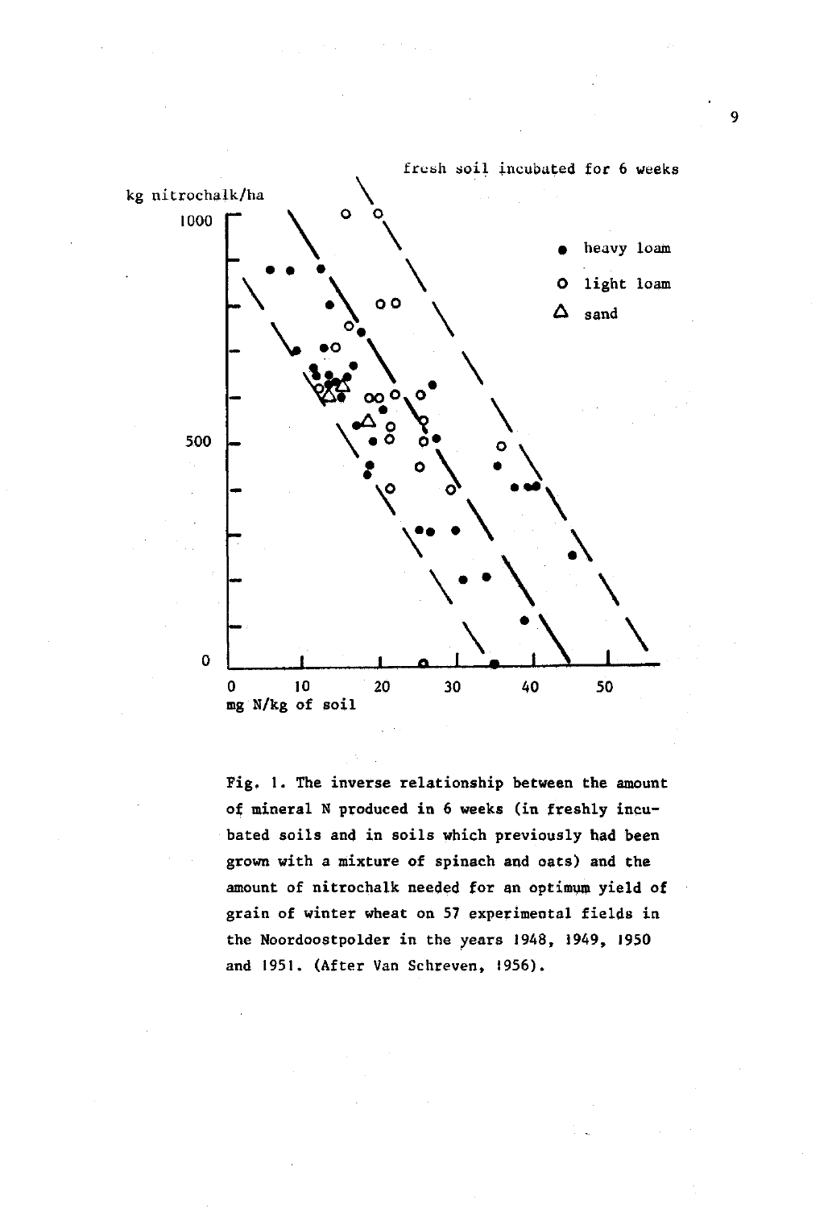fresh soil incubated for 6 weeks

kg nitrochalk/ha

● heavy loam

○ light loam

△ sand

mg N/kg of soil

Fig. 1. The inverse relationship between the amount of mineral N produced in 6 weeks (in freshly incubated soils and in soils which previously had been grown with a mixture of spinach and oats) and the amount of nitrochalk needed for an optimum yield of grain of winter wheat on 57 experimental fields in the Noordoostpolder in the years 1948, 1949, 1950 and 1951. (After Van Schreven, 1956).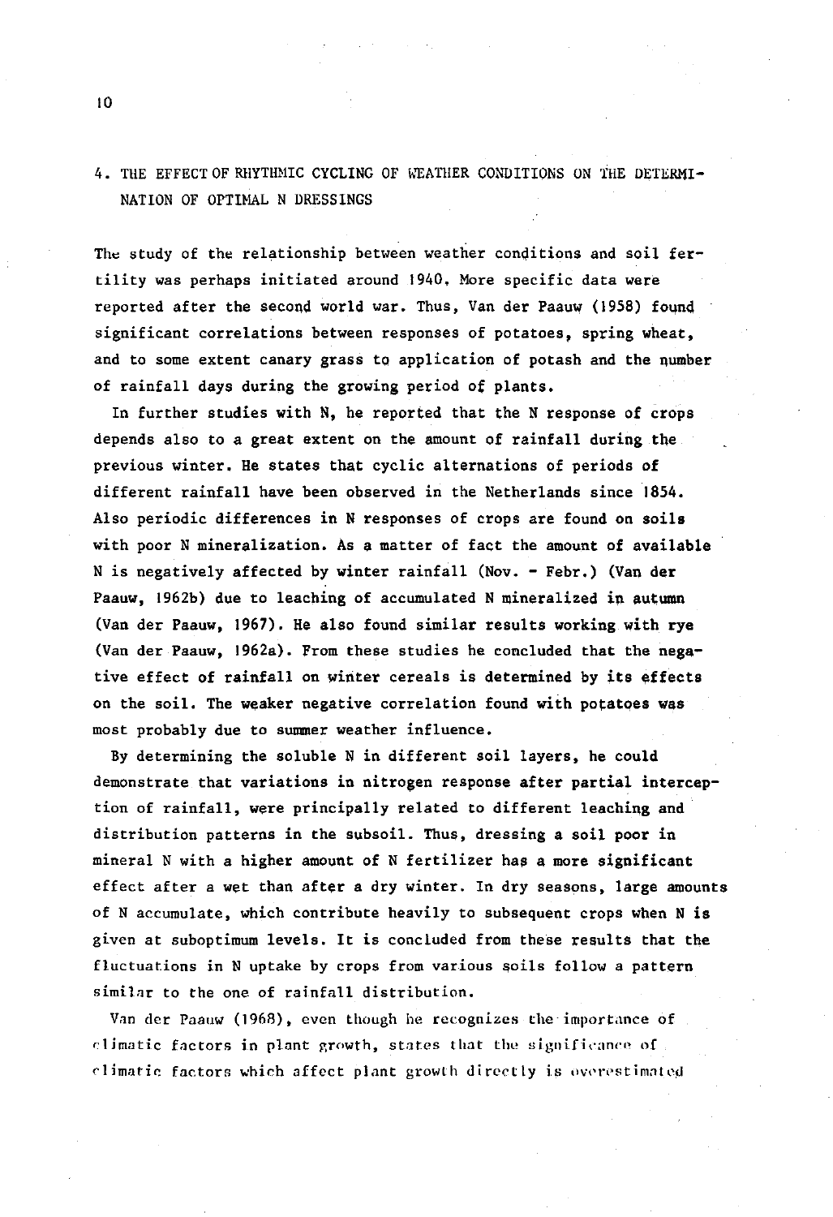## 4. THE EFFECT OF RHYTHMIC CYCLING OF WEATHER CONDITIONS ON THE DETERMINATION OF OPTIMAL N DRESSINGS

The study of the relationship between weather conditions and soil fertility was perhaps initiated around 1940. More specific data were reported after the second world war. Thus, Van der Paauw (1958) found significant correlations between responses of potatoes, spring wheat, and to some extent canary grass to application of potash and the number of rainfall days during the growing period of plants.

In further studies with N, he reported that the N response of crops depends also to a great extent on the amount of rainfall during the previous winter. He states that cyclic alternations of periods of different rainfall have been observed in the Netherlands since 1854. Also periodic differences in N responses of crops are found on soils with poor N mineralization. As a matter of fact the amount of available N is negatively affected by winter rainfall (Nov. - Febr.) (Van der Paauw, 1962b) due to leaching of accumulated N mineralized in autumn (Van der Paauw, 1967). He also found similar results working with rye (Van der Paauw, 1962a). From these studies he concluded that the negative effect of rainfall on winter cereals is determined by its effects on the soil. The weaker negative correlation found with potatoes was most probably due to summer weather influence.

By determining the soluble N in different soil layers, he could demonstrate that variations in nitrogen response after partial interception of rainfall, were principally related to different leaching and distribution patterns in the subsoil. Thus, dressing a soil poor in mineral N with a higher amount of N fertilizer has a more significant effect after a wet than after a dry winter. In dry seasons, large amounts of N accumulate, which contribute heavily to subsequent crops when N is given at suboptimum levels. It is concluded from these results that the fluctuations in N uptake by crops from various soils follow a pattern similar to the one of rainfall distribution.

Van der Paauw (1968), even though he recognizes the importance of climatic factors in plant growth, states that the significance of climatic factors which affect plant growth directly is overestimated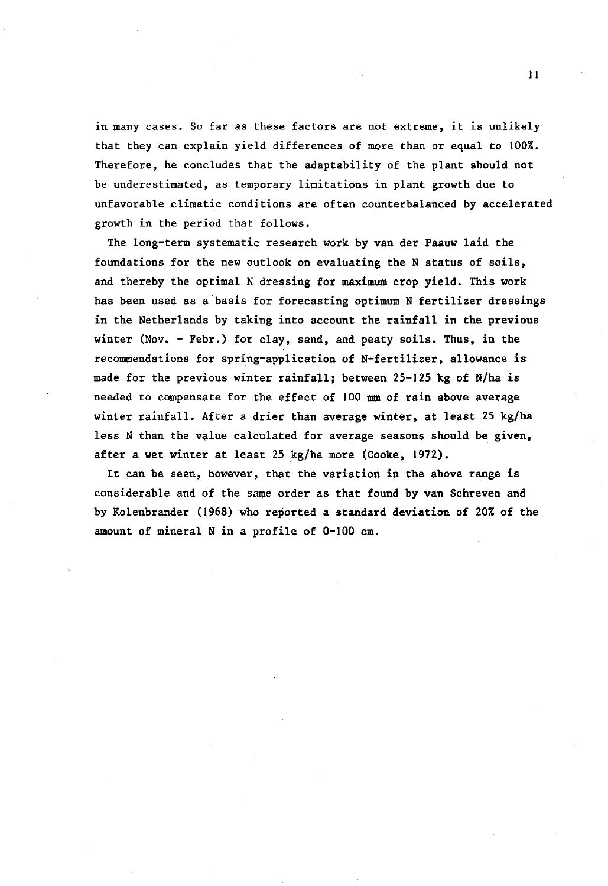in many cases. So far as these factors are not extreme, it is unlikely that they can explain yield differences of more than or equal to 100%. Therefore, he concludes that the adaptability of the plant should not be underestimated, as temporary limitations in plant growth due to unfavorable climatic conditions are often counterbalanced by accelerated growth in the period that follows.

The long-term systematic research work by van der Paauw laid the foundations for the new outlook on evaluating the N status of soils, and thereby the optimal N dressing for maximum crop yield. This work has been used as a basis for forecasting optimum N fertilizer dressings in the Netherlands by taking into account the rainfall in the previous winter (Nov. - Febr.) for clay, sand, and peaty soils. Thus, in the recommendations for spring-application of N-fertilizer, allowance is made for the previous winter rainfall; between 25-125 kg of N/ha is needed to compensate for the effect of 100 mm of rain above average winter rainfall. After a drier than average winter, at least 25 kg/ha less N than the value calculated for average seasons should be given, after a wet winter at least 25 kg/ha more (Cooke, 1972).

It can be seen, however, that the variation in the above range is considerable and of the same order as that found by van Schreven and by Kolenbrander (1968) who reported a standard deviation of 20% of the amount of mineral N in a profile of 0-100 cm.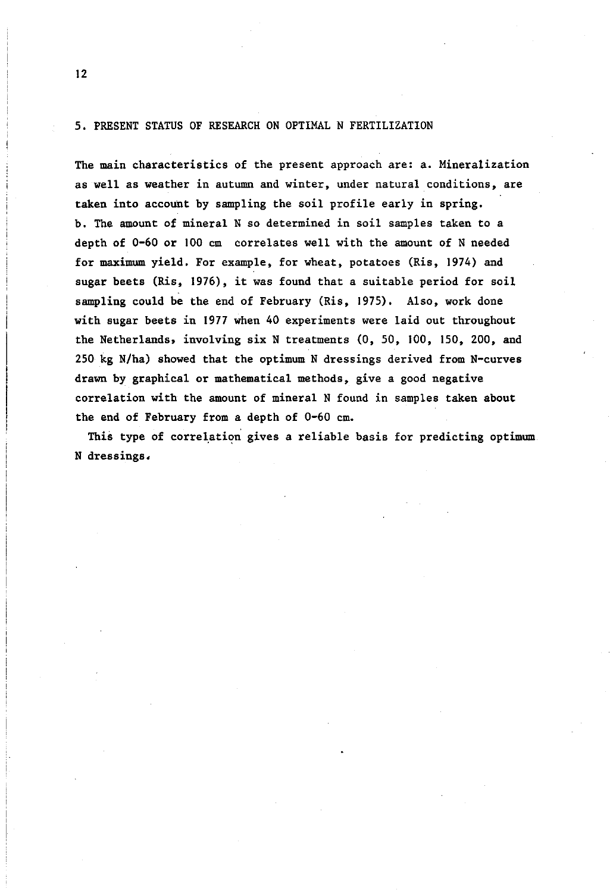## 5. PRESENT STATUS OF RESEARCH ON OPTIMAL N FERTILIZATION

The main characteristics of the present approach are: a. Mineralization as well as weather in autumn and winter, under natural conditions, are taken into account by sampling the soil profile early in spring.
b. The amount of mineral N so determined in soil samples taken to a depth of 0-60 or 100 cm correlates well with the amount of N needed for maximum yield. For example, for wheat, potatoes (Ris, 1974) and sugar beets (Ris, 1976), it was found that a suitable period for soil sampling could be the end of February (Ris, 1975). Also, work done with sugar beets in 1977 when 40 experiments were laid out throughout the Netherlands, involving six N treatments (0, 50, 100, 150, 200, and 250 kg N/ha) showed that the optimum N dressings derived from N-curves drawn by graphical or mathematical methods, give a good negative correlation with the amount of mineral N found in samples taken about the end of February from a depth of 0-60 cm.

This type of correlation gives a reliable basis for predicting optimum N dressings.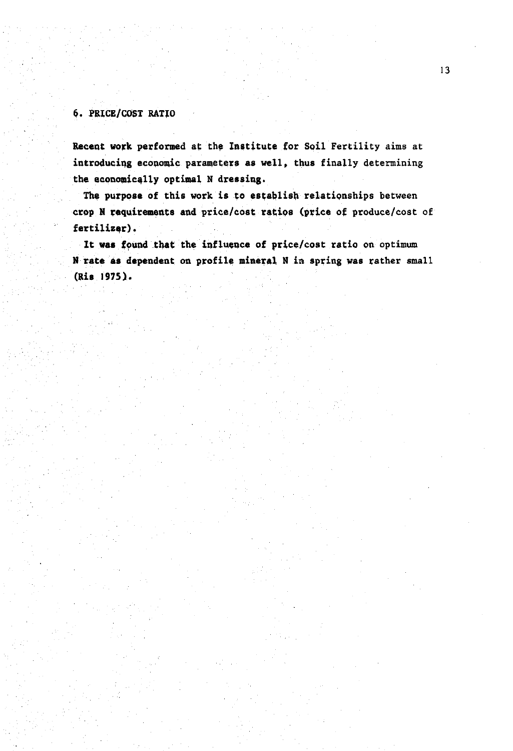## 6. PRICE/COST RATIO

Recent work performed at the Institute for Soil Fertility aims at introducing economic parameters as well, thus finally determining the economically optimal N dressing.

The purpose of this work is to establish relationships between crop N requirements and price/cost ratios (price of produce/cost of fertilizer).

It was found that the influence of price/cost ratio on optimum N rate as dependent on profile mineral N in spring was rather small (Ris 1975).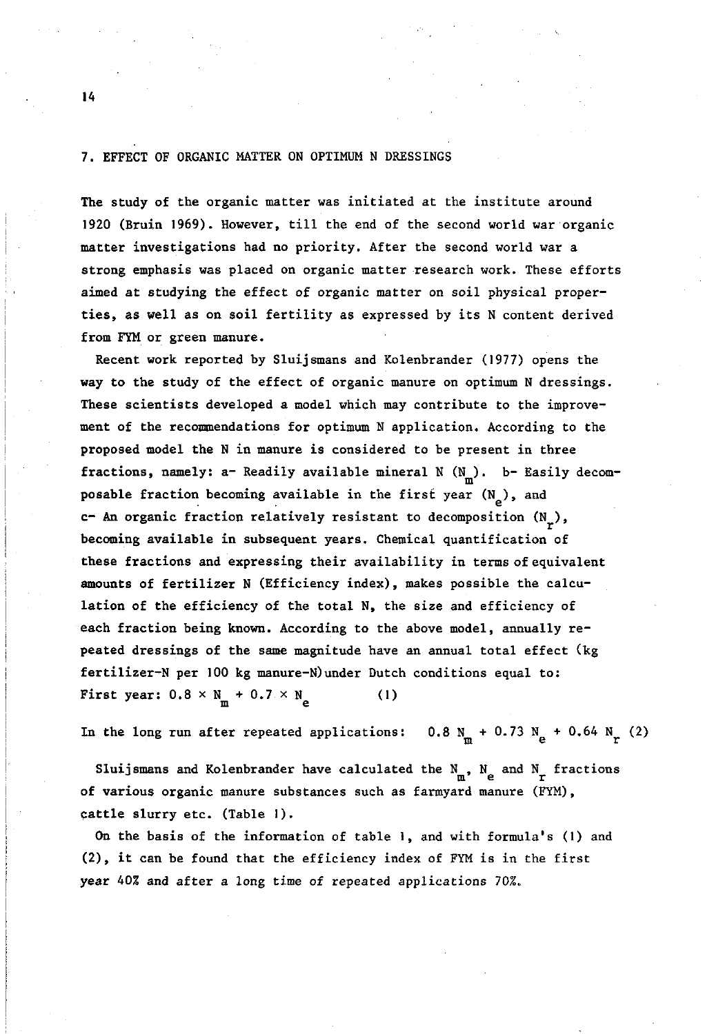## 7. EFFECT OF ORGANIC MATTER ON OPTIMUM N DRESSINGS

The study of the organic matter was initiated at the institute around 1920 (Bruin 1969). However, till the end of the second world war organic matter investigations had no priority. After the second world war a strong emphasis was placed on organic matter research work. These efforts aimed at studying the effect of organic matter on soil physical properties, as well as on soil fertility as expressed by its N content derived from FYM or green manure.

Recent work reported by Sluijsmans and Kolenbrander (1977) opens the way to the study of the effect of organic manure on optimum N dressings. These scientists developed a model which may contribute to the improvement of the recommendations for optimum N application. According to the proposed model the N in manure is considered to be present in three fractions, namely: a- Readily available mineral N ($N_m$). b- Easily decomposable fraction becoming available in the first year ($N_e$), and c- An organic fraction relatively resistant to decomposition ($N_r$), becoming available in subsequent years. Chemical quantification of these fractions and expressing their availability in terms of equivalent amounts of fertilizer N (Efficiency index), makes possible the calculation of the efficiency of the total N, the size and efficiency of each fraction being known. According to the above model, annually repeated dressings of the same magnitude have an annual total effect (kg fertilizer-N per 100 kg manure-N) under Dutch conditions equal to:

First year: $0.8 \times N_m + 0.7 \times N_e$ (1)

In the long run after repeated applications: $0.8\ N_m + 0.73\ N_e + 0.64\ N_r$ (2)

Sluijsmans and Kolenbrander have calculated the $N_m$, $N_e$ and $N_r$ fractions of various organic manure substances such as farmyard manure (FYM), cattle slurry etc. (Table 1).

On the basis of the information of table 1, and with formula's (1) and (2), it can be found that the efficiency index of FYM is in the first year 40% and after a long time of repeated applications 70%.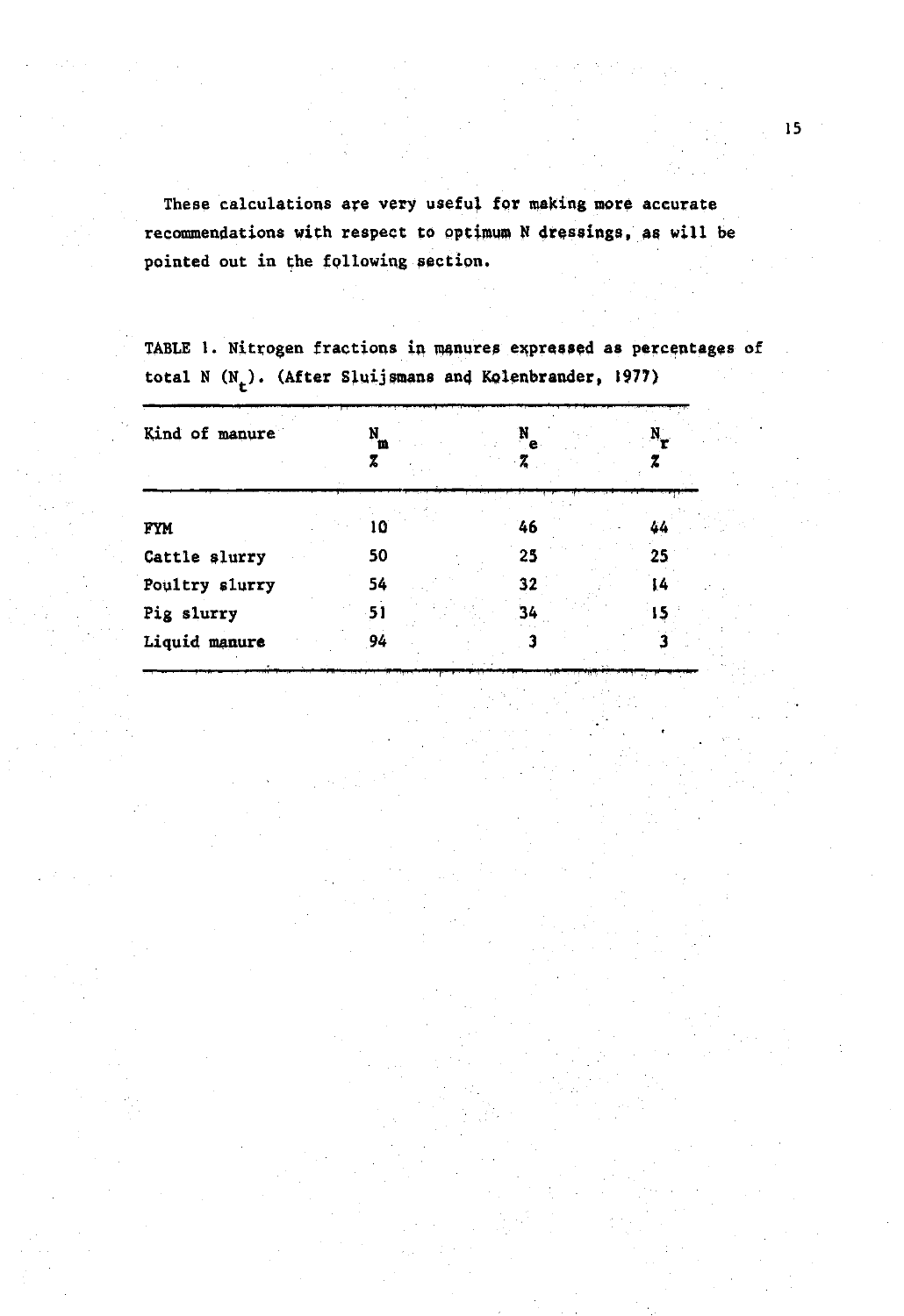These calculations are very useful for making more accurate recommendations with respect to optimum N dressings, as will be pointed out in the following section.

TABLE 1. Nitrogen fractions in manures expressed as percentages of total N ($N_t$). (After Sluijsmans and Kolenbrander, 1977)

| Kind of manure | $N_m$ % | $N_e$ % | $N_r$ % |
|---|---|---|---|
| FYM | 10 | 46 | 44 |
| Cattle slurry | 50 | 25 | 25 |
| Poultry slurry | 54 | 32 | 14 |
| Pig slurry | 51 | 34 | 15 |
| Liquid manure | 94 | 3 | 3 |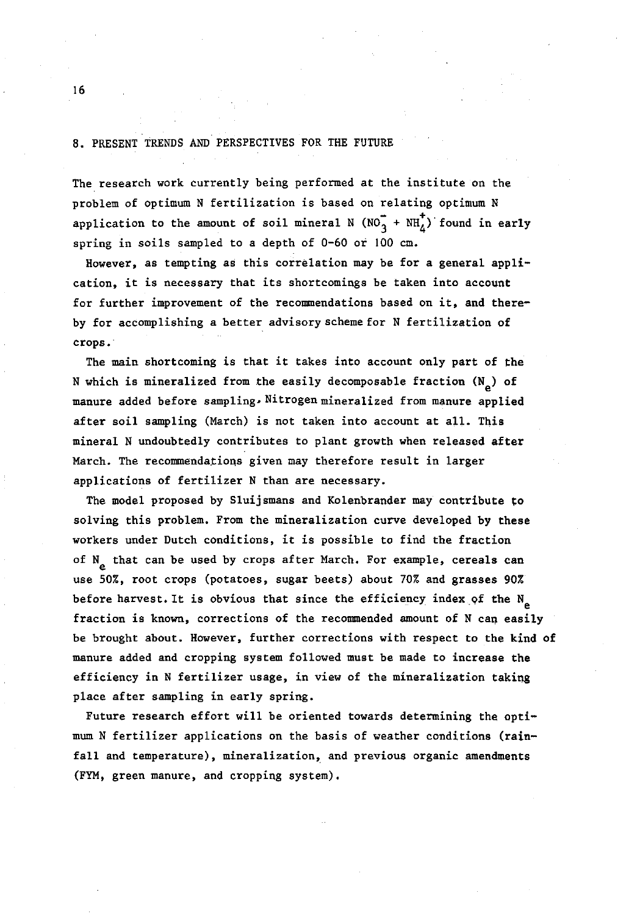## 8. PRESENT TRENDS AND PERSPECTIVES FOR THE FUTURE

The research work currently being performed at the institute on the problem of optimum N fertilization is based on relating optimum N application to the amount of soil mineral N ($NO_3^-$ + $NH_4^+$) found in early spring in soils sampled to a depth of 0-60 or 100 cm.

However, as tempting as this correlation may be for a general application, it is necessary that its shortcomings be taken into account for further improvement of the recommendations based on it, and thereby for accomplishing a better advisory scheme for N fertilization of crops.

The main shortcoming is that it takes into account only part of the N which is mineralized from the easily decomposable fraction ($N_e$) of manure added before sampling. Nitrogen mineralized from manure applied after soil sampling (March) is not taken into account at all. This mineral N undoubtedly contributes to plant growth when released after March. The recommendations given may therefore result in larger applications of fertilizer N than are necessary.

The model proposed by Sluijsmans and Kolenbrander may contribute to solving this problem. From the mineralization curve developed by these workers under Dutch conditions, it is possible to find the fraction of $N_e$ that can be used by crops after March. For example, cereals can use 50%, root crops (potatoes, sugar beets) about 70% and grasses 90% before harvest. It is obvious that since the efficiency index of the $N_e$ fraction is known, corrections of the recommended amount of N can easily be brought about. However, further corrections with respect to the kind of manure added and cropping system followed must be made to increase the efficiency in N fertilizer usage, in view of the mineralization taking place after sampling in early spring.

Future research effort will be oriented towards determining the optimum N fertilizer applications on the basis of weather conditions (rainfall and temperature), mineralization, and previous organic amendments (FYM, green manure, and cropping system).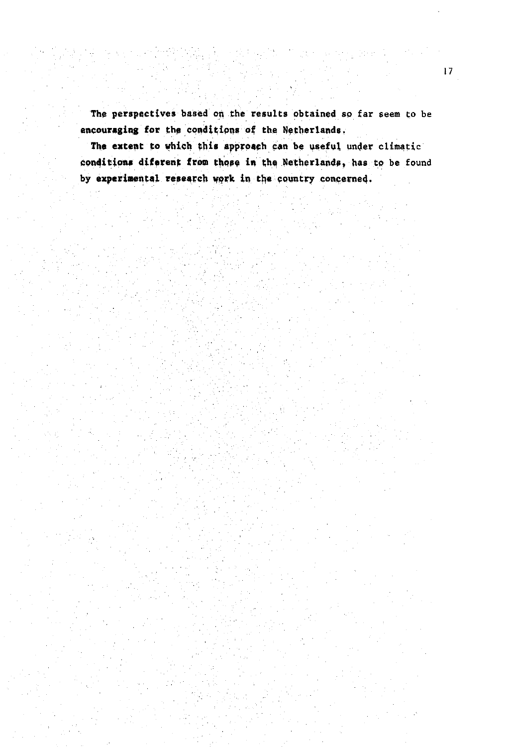The perspectives based on the results obtained so far seem to be encouraging for the conditions of the Netherlands.

The extent to which this approach can be useful under climatic conditions diferent from those in the Netherlands, has to be found by experimental research work in the country concerned.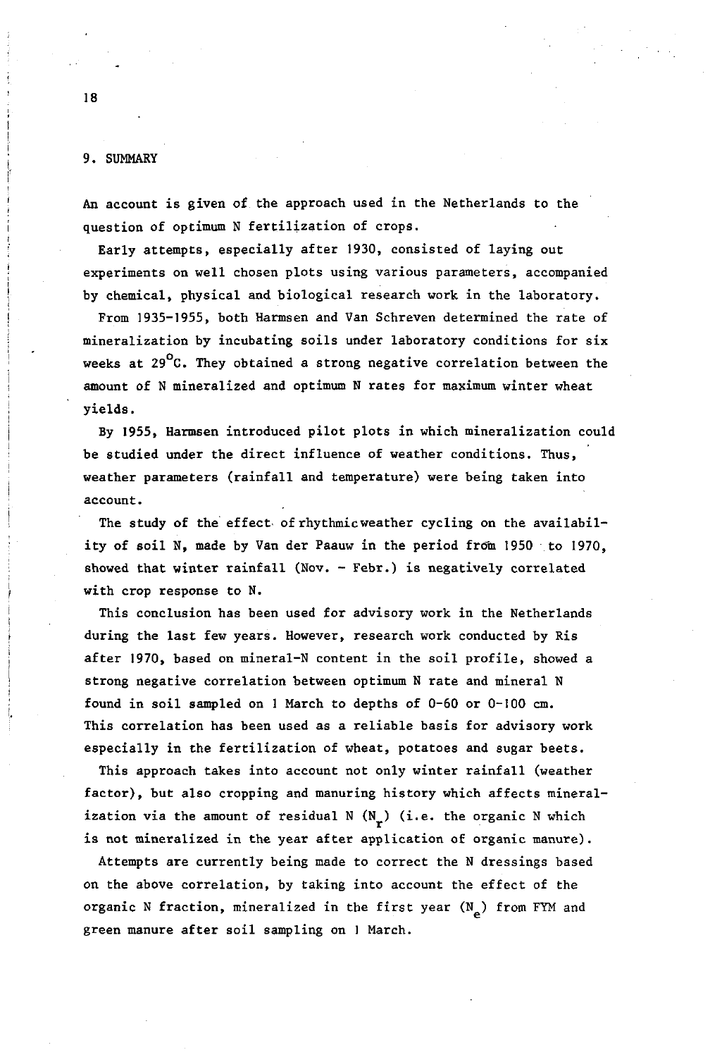## 9. SUMMARY

An account is given of the approach used in the Netherlands to the question of optimum N fertilization of crops.

Early attempts, especially after 1930, consisted of laying out experiments on well chosen plots using various parameters, accompanied by chemical, physical and biological research work in the laboratory.

From 1935-1955, both Harmsen and Van Schreven determined the rate of mineralization by incubating soils under laboratory conditions for six weeks at $29^{o}C$. They obtained a strong negative correlation between the amount of N mineralized and optimum N rates for maximum winter wheat yields.

By 1955, Harmsen introduced pilot plots in which mineralization could be studied under the direct influence of weather conditions. Thus, weather parameters (rainfall and temperature) were being taken into account.

The study of the effect of rhythmic weather cycling on the availability of soil N, made by Van der Paauw in the period from 1950 to 1970, showed that winter rainfall (Nov. - Febr.) is negatively correlated with crop response to N.

This conclusion has been used for advisory work in the Netherlands during the last few years. However, research work conducted by Ris after 1970, based on mineral-N content in the soil profile, showed a strong negative correlation between optimum N rate and mineral N found in soil sampled on 1 March to depths of 0-60 or 0-100 cm. This correlation has been used as a reliable basis for advisory work especially in the fertilization of wheat, potatoes and sugar beets.

This approach takes into account not only winter rainfall (weather factor), but also cropping and manuring history which affects mineralization via the amount of residual N ($N_r$) (i.e. the organic N which is not mineralized in the year after application of organic manure).

Attempts are currently being made to correct the N dressings based on the above correlation, by taking into account the effect of the organic N fraction, mineralized in the first year ($N_e$) from FYM and green manure after soil sampling on 1 March.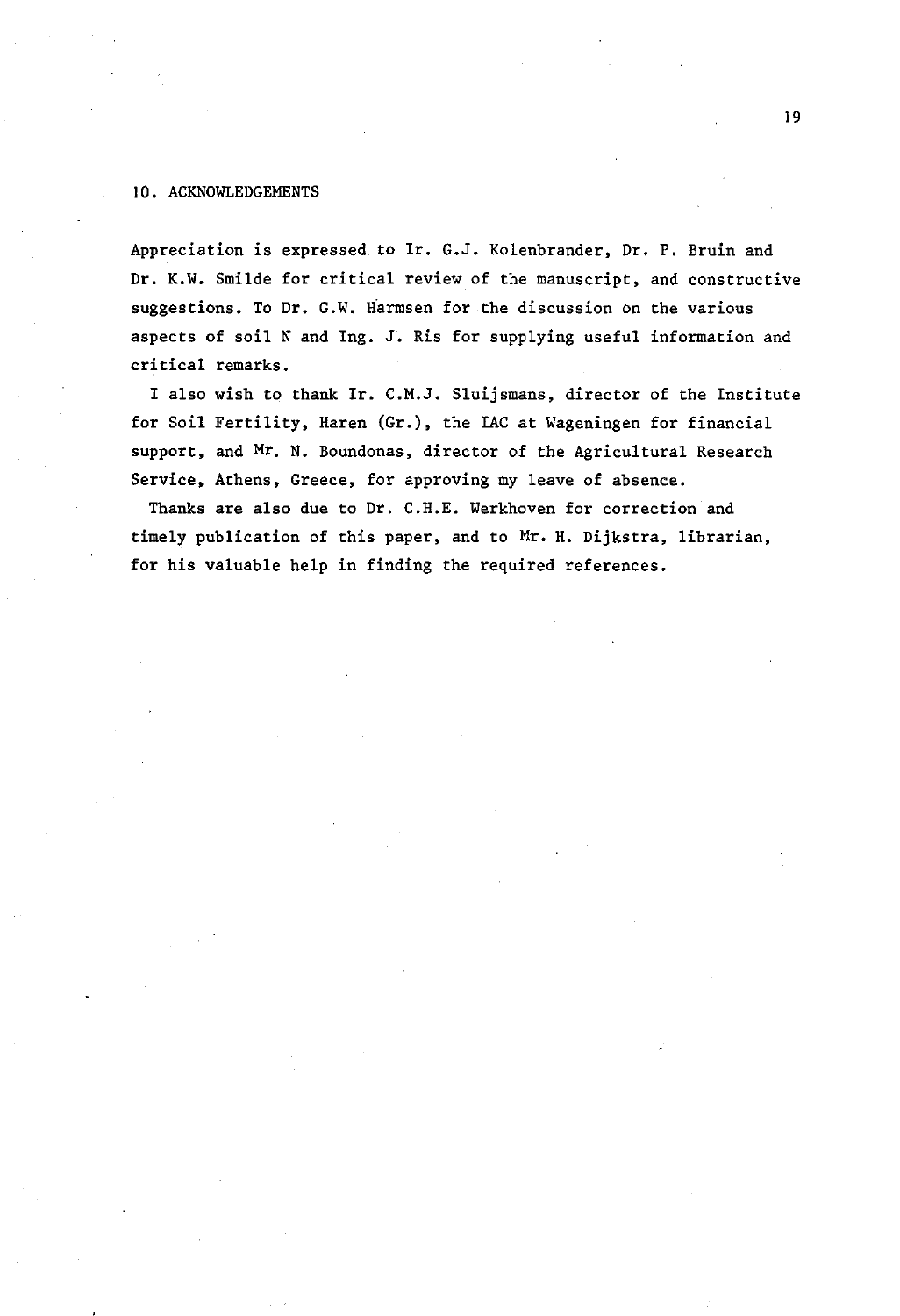## 10. ACKNOWLEDGEMENTS

Appreciation is expressed to Ir. G.J. Kolenbrander, Dr. P. Bruin and Dr. K.W. Smilde for critical review of the manuscript, and constructive suggestions. To Dr. G.W. Harmsen for the discussion on the various aspects of soil N and Ing. J. Ris for supplying useful information and critical remarks.

I also wish to thank Ir. C.M.J. Sluijsmans, director of the Institute for Soil Fertility, Haren (Gr.), the IAC at Wageningen for financial support, and Mr. N. Boundonas, director of the Agricultural Research Service, Athens, Greece, for approving my leave of absence.

Thanks are also due to Dr. C.H.E. Werkhoven for correction and timely publication of this paper, and to Mr. H. Dijkstra, librarian, for his valuable help in finding the required references.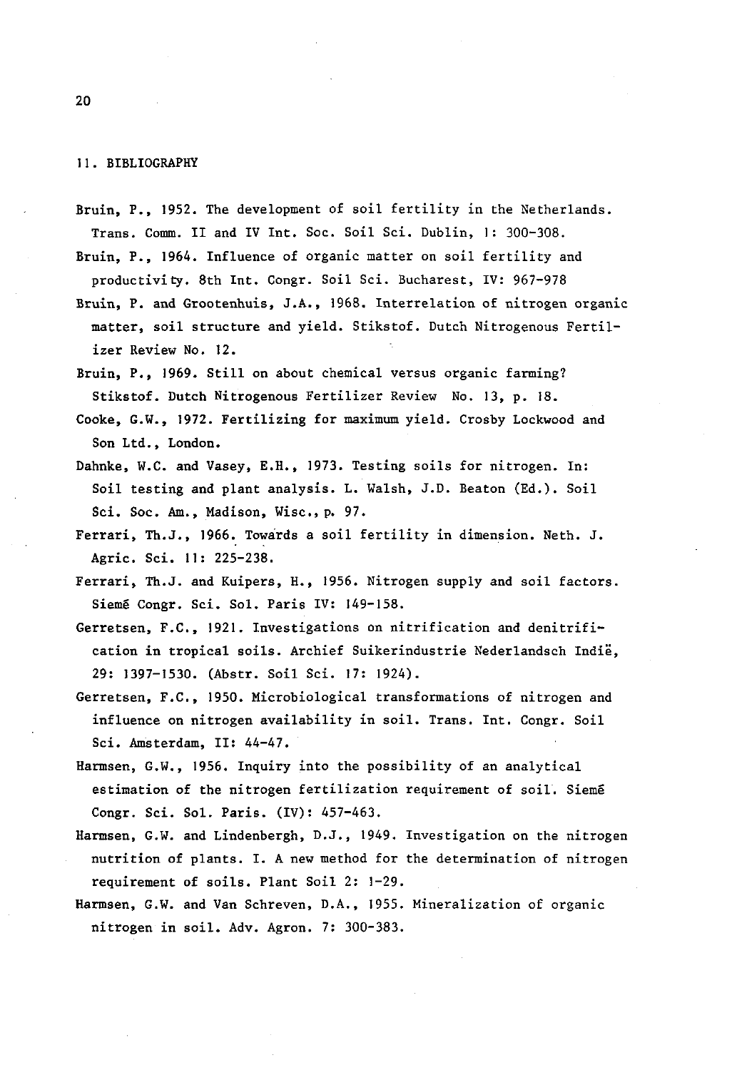## 11. BIBLIOGRAPHY

Bruin, P., 1952. The development of soil fertility in the Netherlands. Trans. Comm. II and IV Int. Soc. Soil Sci. Dublin, 1: 300-308.

Bruin, P., 1964. Influence of organic matter on soil fertility and productivity. 8th Int. Congr. Soil Sci. Bucharest, IV: 967-978

Bruin, P. and Grootenhuis, J.A., 1968. Interrelation of nitrogen organic matter, soil structure and yield. Stikstof. Dutch Nitrogenous Fertilizer Review No. 12.

Bruin, P., 1969. Still on about chemical versus organic farming? Stikstof. Dutch Nitrogenous Fertilizer Review No. 13, p. 18.

Cooke, G.W., 1972. Fertilizing for maximum yield. Crosby Lockwood and Son Ltd., London.

Dahnke, W.C. and Vasey, E.H., 1973. Testing soils for nitrogen. In: Soil testing and plant analysis. L. Walsh, J.D. Beaton (Ed.). Soil Sci. Soc. Am., Madison, Wisc., p. 97.

Ferrari, Th.J., 1966. Towards a soil fertility in dimension. Neth. J. Agric. Sci. 11: 225-238.

Ferrari, Th.J. and Kuipers, H., 1956. Nitrogen supply and soil factors. Siemē Congr. Sci. Sol. Paris IV: 149-158.

Gerretsen, F.C., 1921. Investigations on nitrification and denitrification in tropical soils. Archief Suikerindustrie Nederlandsch Indië, 29: 1397-1530. (Abstr. Soil Sci. 17: 1924).

Gerretsen, F.C., 1950. Microbiological transformations of nitrogen and influence on nitrogen availability in soil. Trans. Int. Congr. Soil Sci. Amsterdam, II: 44-47.

Harmsen, G.W., 1956. Inquiry into the possibility of an analytical estimation of the nitrogen fertilization requirement of soil. Siemē Congr. Sci. Sol. Paris. (IV): 457-463.

Harmsen, G.W. and Lindenbergh, D.J., 1949. Investigation on the nitrogen nutrition of plants. I. A new method for the determination of nitrogen requirement of soils. Plant Soil 2: 1-29.

Harmsen, G.W. and Van Schreven, D.A., 1955. Mineralization of organic nitrogen in soil. Adv. Agron. 7: 300-383.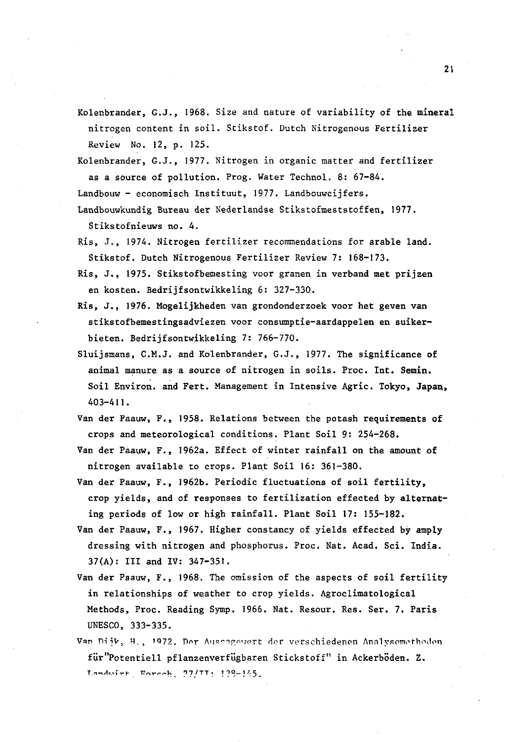Kolenbrander, G.J., 1968. Size and nature of variability of the mineral nitrogen content in soil. Stikstof. Dutch Nitrogenous Fertilizer Review No. 12, p. 125.

Kolenbrander, G.J., 1977. Nitrogen in organic matter and fertilizer as a source of pollution. Prog. Water Technol. 8: 67-84.

Landbouw - economisch Instituut, 1977. Landbouwcijfers.

Landbouwkundig Bureau der Nederlandse Stikstofmeststoffen, 1977. Stikstofnieuws no. 4.

Ris, J., 1974. Nitrogen fertilizer recommendations for arable land. Stikstof. Dutch Nitrogenous Fertilizer Review 7: 168-173.

Ris, J., 1975. Stikstofbemesting voor granen in verband met prijzen en kosten. Bedrijfsontwikkeling 6: 327-330.

Ris, J., 1976. Mogelijkheden van grondonderzoek voor het geven van stikstofbemestingsadviezen voor consumptie-aardappelen en suikerbieten. Bedrijfsontwikkeling 7: 766-770.

Sluijsmans, C.M.J. and Kolenbrander, G.J., 1977. The significance of animal manure as a source of nitrogen in soils. Proc. Int. Semin. Soil Environ. and Fert. Management in Intensive Agric. Tokyo, Japan, 403-411.

Van der Paauw, F., 1958. Relations between the potash requirements of crops and meteorological conditions. Plant Soil 9: 254-268.

Van der Paauw, F., 1962a. Effect of winter rainfall on the amount of nitrogen available to crops. Plant Soil 16: 361-380.

Van der Paauw, F., 1962b. Periodic fluctuations of soil fertility, crop yields, and of responses to fertilization effected by alternating periods of low or high rainfall. Plant Soil 17: 155-182.

Van der Paauw, F., 1967. Higher constancy of yields effected by amply dressing with nitrogen and phosphorus. Proc. Nat. Acad. Sci. India. 37(A): III and IV: 347-351.

Van der Paauw, F., 1968. The omission of the aspects of soil fertility in relationships of weather to crop yields. Agroclimatological Methods, Proc. Reading Symp. 1966. Nat. Resour. Res. Ser. 7. Paris UNESCO, 333-335.

Van Dijk, H., 1972. Der Aussagewert der verschiedenen Analysemethoden für "Potentiell pflanzenverfügbaren Stickstoff" in Ackerböden. Z. Landwirt. Forsch. 27/II: 129-145.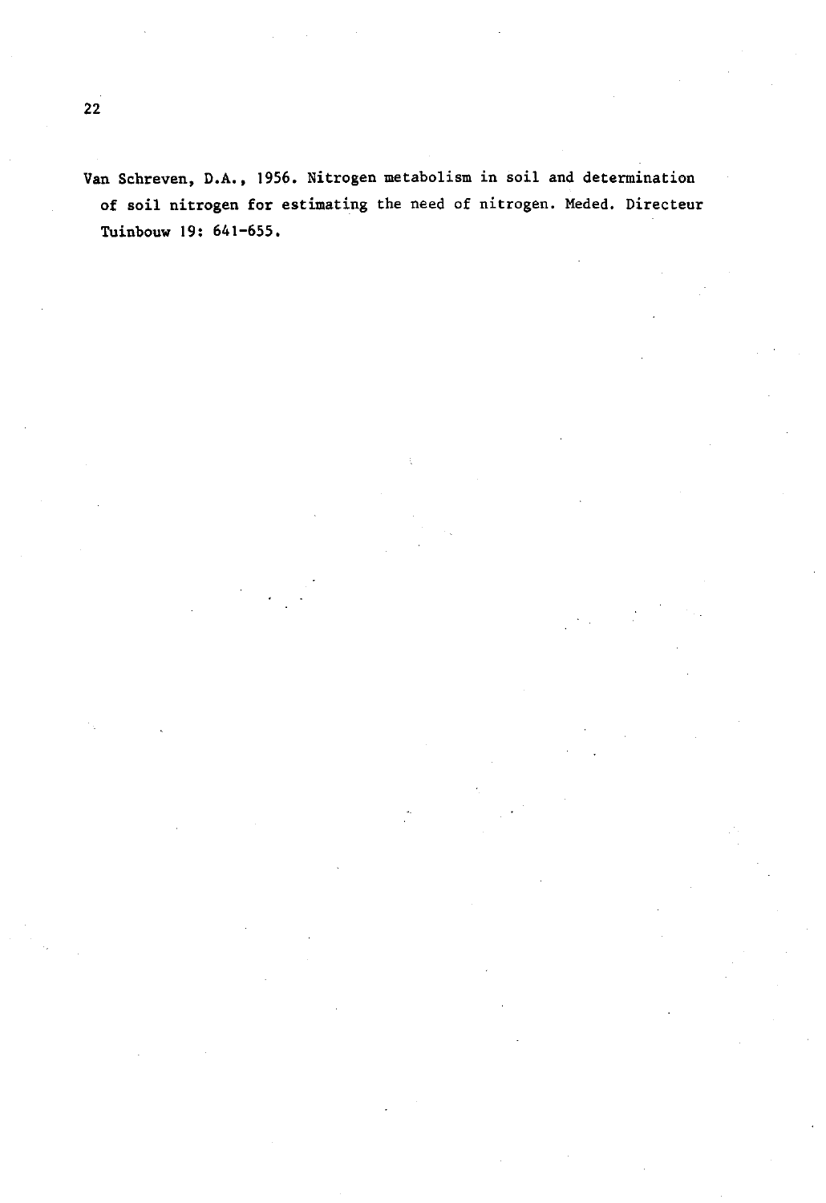Van Schreven, D.A., 1956. Nitrogen metabolism in soil and determination of soil nitrogen for estimating the need of nitrogen. Meded. Directeur Tuinbouw 19: 641-655.